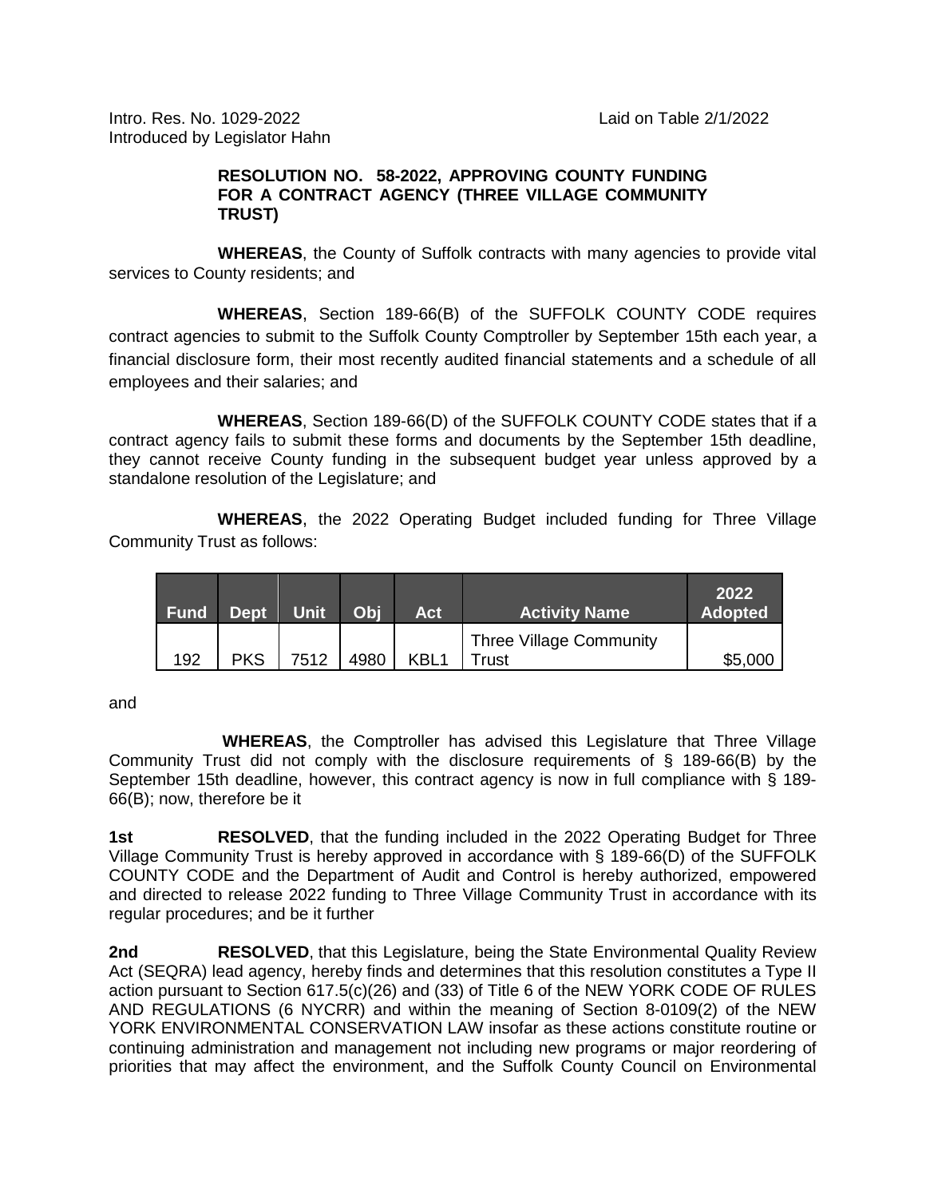Intro. Res. No. 1029-2022 Laid on Table 2/1/2022
Introduced by Legislator Hahn

**RESOLUTION NO. 58-2022, APPROVING COUNTY FUNDING FOR A CONTRACT AGENCY (THREE VILLAGE COMMUNITY TRUST)**

**WHEREAS**, the County of Suffolk contracts with many agencies to provide vital services to County residents; and

**WHEREAS**, Section 189-66(B) of the SUFFOLK COUNTY CODE requires contract agencies to submit to the Suffolk County Comptroller by September 15th each year, a financial disclosure form, their most recently audited financial statements and a schedule of all employees and their salaries; and

**WHEREAS**, Section 189-66(D) of the SUFFOLK COUNTY CODE states that if a contract agency fails to submit these forms and documents by the September 15th deadline, they cannot receive County funding in the subsequent budget year unless approved by a standalone resolution of the Legislature; and

**WHEREAS**, the 2022 Operating Budget included funding for Three Village Community Trust as follows:

| Fund | Dept | Unit | Obj | Act | Activity Name | 2022 Adopted |
|---|---|---|---|---|---|---|
| 192 | PKS | 7512 | 4980 | KBL1 | Three Village Community Trust | $5,000 |

and

**WHEREAS**, the Comptroller has advised this Legislature that Three Village Community Trust did not comply with the disclosure requirements of § 189-66(B) by the September 15th deadline, however, this contract agency is now in full compliance with § 189-66(B); now, therefore be it

**1st** **RESOLVED**, that the funding included in the 2022 Operating Budget for Three Village Community Trust is hereby approved in accordance with § 189-66(D) of the SUFFOLK COUNTY CODE and the Department of Audit and Control is hereby authorized, empowered and directed to release 2022 funding to Three Village Community Trust in accordance with its regular procedures; and be it further

**2nd** **RESOLVED**, that this Legislature, being the State Environmental Quality Review Act (SEQRA) lead agency, hereby finds and determines that this resolution constitutes a Type II action pursuant to Section 617.5(c)(26) and (33) of Title 6 of the NEW YORK CODE OF RULES AND REGULATIONS (6 NYCRR) and within the meaning of Section 8-0109(2) of the NEW YORK ENVIRONMENTAL CONSERVATION LAW insofar as these actions constitute routine or continuing administration and management not including new programs or major reordering of priorities that may affect the environment, and the Suffolk County Council on Environmental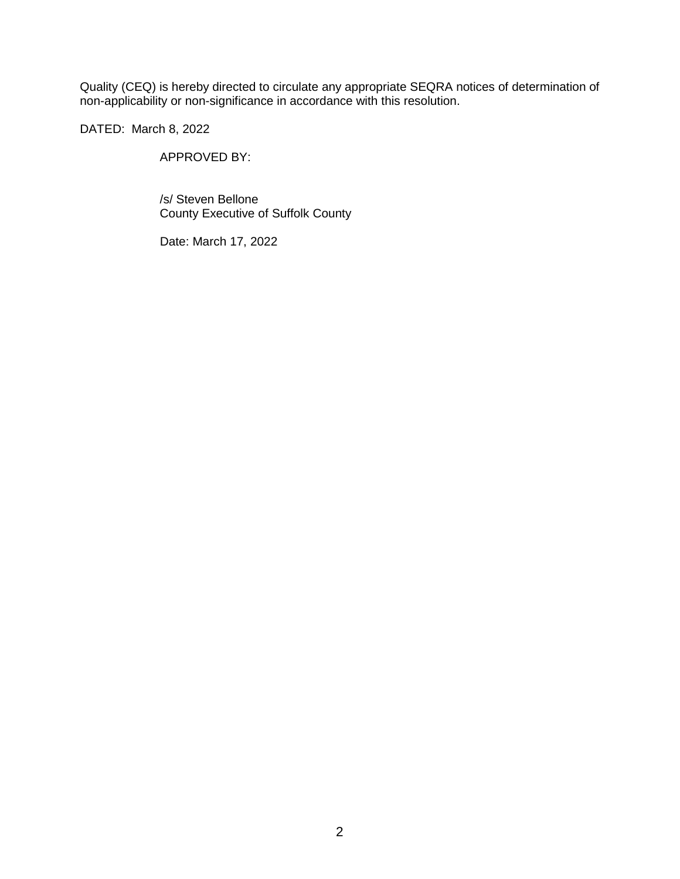Quality (CEQ) is hereby directed to circulate any appropriate SEQRA notices of determination of non-applicability or non-significance in accordance with this resolution.

DATED: March 8, 2022

APPROVED BY:

/s/ Steven Bellone
County Executive of Suffolk County

Date: March 17, 2022